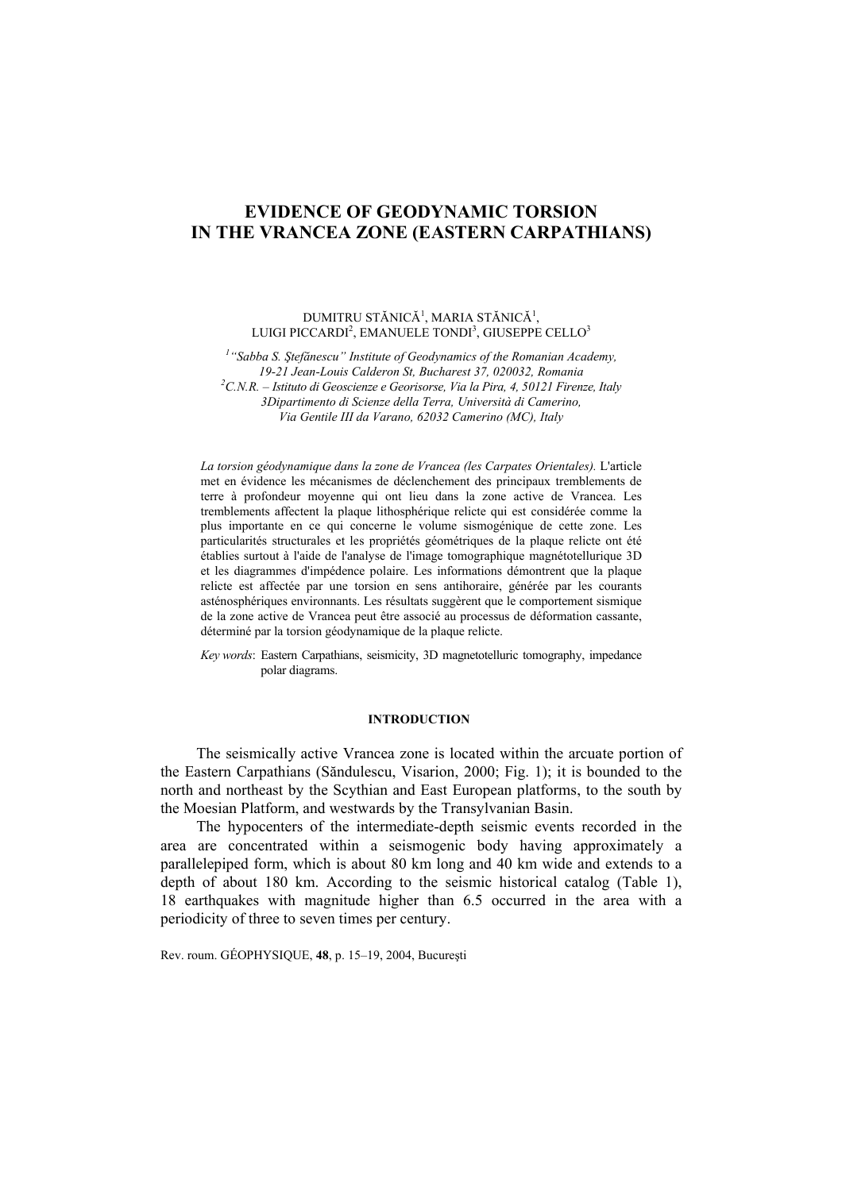# EVIDENCE OF GEODYNAMIC TORSION IN THE VRANCEA ZONE (EASTERN CARPATHIANS)

DUMITRU STĂNICĂ[1], MARIA STĂNICĂ[1], LUIGI PICCARDI[2], EMANUELE TONDI[3], GIUSEPPE CELLO[3]

[1] *"Sabba S. Ştefănescu" Institute of Geodynamics of the Romanian Academy, 19-21 Jean-Louis Calderon St, Bucharest 37, 020032, Romania*
[2] *C.N.R. – Istituto di Geoscienze e Georisorse, Via la Pira, 4, 50121 Firenze, Italy*
[3] *Dipartimento di Scienze della Terra, Università di Camerino, Via Gentile III da Varano, 62032 Camerino (MC), Italy*

*La torsion géodynamique dans la zone de Vrancea (les Carpates Orientales).* L'article met en évidence les mécanismes de déclenchement des principaux tremblements de terre à profondeur moyenne qui ont lieu dans la zone active de Vrancea. Les tremblements affectent la plaque lithosphérique relicte qui est considérée comme la plus importante en ce qui concerne le volume sismogénique de cette zone. Les particularités structurales et les propriétés géométriques de la plaque relicte ont été établies surtout à l'aide de l'analyse de l'image tomographique magnétotellurique 3D et les diagrammes d'impédence polaire. Les informations démontrent que la plaque relicte est affectée par une torsion en sens antihoraire, générée par les courants asténosphériques environnants. Les résultats suggèrent que le comportement sismique de la zone active de Vrancea peut être associé au processus de déformation cassante, déterminé par la torsion géodynamique de la plaque relicte.

*Key words*: Eastern Carpathians, seismicity, 3D magnetotelluric tomography, impedance polar diagrams.

## INTRODUCTION

The seismically active Vrancea zone is located within the arcuate portion of the Eastern Carpathians (Săndulescu, Visarion, 2000; Fig. 1); it is bounded to the north and northeast by the Scythian and East European platforms, to the south by the Moesian Platform, and westwards by the Transylvanian Basin.

The hypocenters of the intermediate-depth seismic events recorded in the area are concentrated within a seismogenic body having approximately a parallelepiped form, which is about 80 km long and 40 km wide and extends to a depth of about 180 km. According to the seismic historical catalog (Table 1), 18 earthquakes with magnitude higher than 6.5 occurred in the area with a periodicity of three to seven times per century.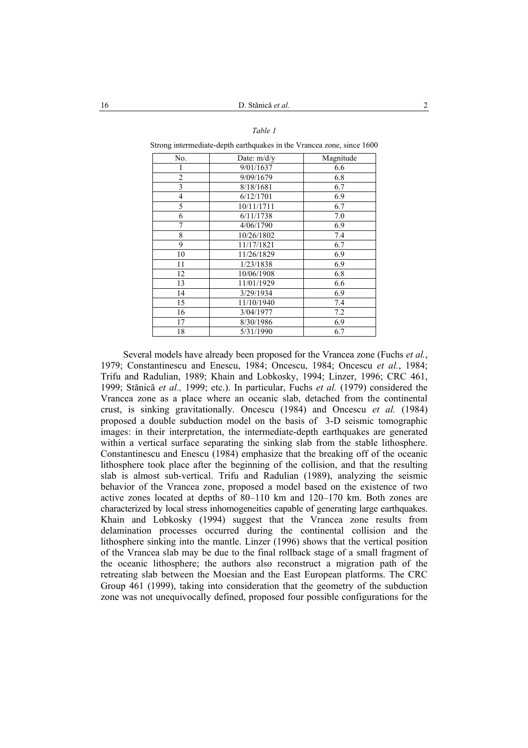*Table 1*

Strong intermediate-depth earthquakes in the Vrancea zone, since 1600

| No. | Date: m/d/y | Magnitude |
|---|---|---|
| 1 | 9/01/1637 | 6.6 |
| 2 | 9/09/1679 | 6.8 |
| 3 | 8/18/1681 | 6.7 |
| 4 | 6/12/1701 | 6.9 |
| 5 | 10/11/1711 | 6.7 |
| 6 | 6/11/1738 | 7.0 |
| 7 | 4/06/1790 | 6.9 |
| 8 | 10/26/1802 | 7.4 |
| 9 | 11/17/1821 | 6.7 |
| 10 | 11/26/1829 | 6.9 |
| 11 | 1/23/1838 | 6.9 |
| 12 | 10/06/1908 | 6.8 |
| 13 | 11/01/1929 | 6.6 |
| 14 | 3/29/1934 | 6.9 |
| 15 | 11/10/1940 | 7.4 |
| 16 | 3/04/1977 | 7.2 |
| 17 | 8/30/1986 | 6.9 |
| 18 | 5/31/1990 | 6.7 |

Several models have already been proposed for the Vrancea zone (Fuchs *et al.*, 1979; Constantinescu and Enescu, 1984; Oncescu, 1984; Oncescu *et al.*, 1984; Trifu and Radulian, 1989; Khain and Lobkosky, 1994; Linzer, 1996; CRC 461, 1999; Stănică *et al.,* 1999; etc.). In particular, Fuchs *et al.* (1979) considered the Vrancea zone as a place where an oceanic slab, detached from the continental crust, is sinking gravitationally. Oncescu (1984) and Oncescu *et al.* (1984) proposed a double subduction model on the basis of 3-D seismic tomographic images: in their interpretation, the intermediate-depth earthquakes are generated within a vertical surface separating the sinking slab from the stable lithosphere. Constantinescu and Enescu (1984) emphasize that the breaking off of the oceanic lithosphere took place after the beginning of the collision, and that the resulting slab is almost sub-vertical. Trifu and Radulian (1989), analyzing the seismic behavior of the Vrancea zone, proposed a model based on the existence of two active zones located at depths of 80–110 km and 120–170 km. Both zones are characterized by local stress inhomogeneities capable of generating large earthquakes. Khain and Lobkosky (1994) suggest that the Vrancea zone results from delamination processes occurred during the continental collision and the lithosphere sinking into the mantle. Linzer (1996) shows that the vertical position of the Vrancea slab may be due to the final rollback stage of a small fragment of the oceanic lithosphere; the authors also reconstruct a migration path of the retreating slab between the Moesian and the East European platforms. The CRC Group 461 (1999), taking into consideration that the geometry of the subduction zone was not unequivocally defined, proposed four possible configurations for the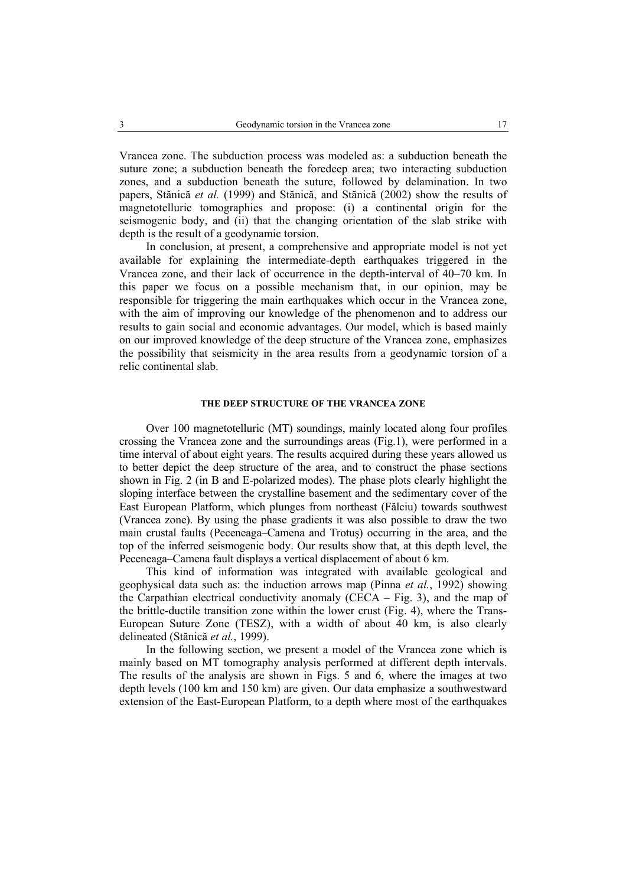Vrancea zone. The subduction process was modeled as: a subduction beneath the suture zone; a subduction beneath the foredeep area; two interacting subduction zones, and a subduction beneath the suture, followed by delamination. In two papers, Stănică *et al.* (1999) and Stănică, and Stănică (2002) show the results of magnetotelluric tomographies and propose: (i) a continental origin for the seismogenic body, and (ii) that the changing orientation of the slab strike with depth is the result of a geodynamic torsion.

In conclusion, at present, a comprehensive and appropriate model is not yet available for explaining the intermediate-depth earthquakes triggered in the Vrancea zone, and their lack of occurrence in the depth-interval of 40–70 km. In this paper we focus on a possible mechanism that, in our opinion, may be responsible for triggering the main earthquakes which occur in the Vrancea zone, with the aim of improving our knowledge of the phenomenon and to address our results to gain social and economic advantages. Our model, which is based mainly on our improved knowledge of the deep structure of the Vrancea zone, emphasizes the possibility that seismicity in the area results from a geodynamic torsion of a relic continental slab.

## THE DEEP STRUCTURE OF THE VRANCEA ZONE

Over 100 magnetotelluric (MT) soundings, mainly located along four profiles crossing the Vrancea zone and the surroundings areas (Fig.1), were performed in a time interval of about eight years. The results acquired during these years allowed us to better depict the deep structure of the area, and to construct the phase sections shown in Fig. 2 (in B and E-polarized modes). The phase plots clearly highlight the sloping interface between the crystalline basement and the sedimentary cover of the East European Platform, which plunges from northeast (Fălciu) towards southwest (Vrancea zone). By using the phase gradients it was also possible to draw the two main crustal faults (Peceneaga–Camena and Trotuş) occurring in the area, and the top of the inferred seismogenic body. Our results show that, at this depth level, the Peceneaga–Camena fault displays a vertical displacement of about 6 km.

This kind of information was integrated with available geological and geophysical data such as: the induction arrows map (Pinna *et al.*, 1992) showing the Carpathian electrical conductivity anomaly (CECA – Fig. 3), and the map of the brittle-ductile transition zone within the lower crust (Fig. 4), where the Trans-European Suture Zone (TESZ), with a width of about 40 km, is also clearly delineated (Stănică *et al.*, 1999).

In the following section, we present a model of the Vrancea zone which is mainly based on MT tomography analysis performed at different depth intervals. The results of the analysis are shown in Figs. 5 and 6, where the images at two depth levels (100 km and 150 km) are given. Our data emphasize a southwestward extension of the East-European Platform, to a depth where most of the earthquakes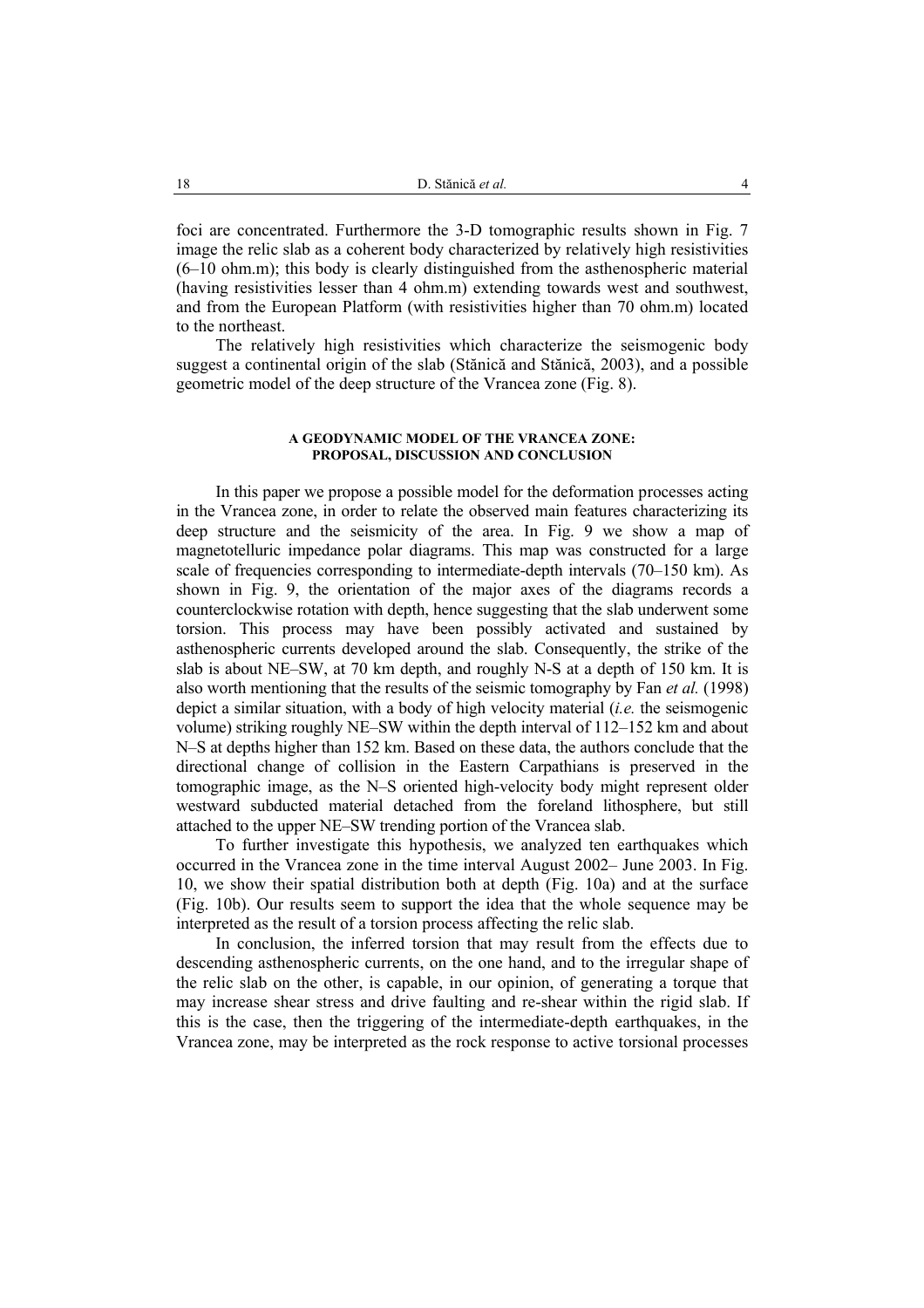foci are concentrated. Furthermore the 3-D tomographic results shown in Fig. 7 image the relic slab as a coherent body characterized by relatively high resistivities (6–10 ohm.m); this body is clearly distinguished from the asthenospheric material (having resistivities lesser than 4 ohm.m) extending towards west and southwest, and from the European Platform (with resistivities higher than 70 ohm.m) located to the northeast.

The relatively high resistivities which characterize the seismogenic body suggest a continental origin of the slab (Stănică and Stănică, 2003), and a possible geometric model of the deep structure of the Vrancea zone (Fig. 8).

## A GEODYNAMIC MODEL OF THE VRANCEA ZONE: PROPOSAL, DISCUSSION AND CONCLUSION

In this paper we propose a possible model for the deformation processes acting in the Vrancea zone, in order to relate the observed main features characterizing its deep structure and the seismicity of the area. In Fig. 9 we show a map of magnetotelluric impedance polar diagrams. This map was constructed for a large scale of frequencies corresponding to intermediate-depth intervals (70–150 km). As shown in Fig. 9, the orientation of the major axes of the diagrams records a counterclockwise rotation with depth, hence suggesting that the slab underwent some torsion. This process may have been possibly activated and sustained by asthenospheric currents developed around the slab. Consequently, the strike of the slab is about NE–SW, at 70 km depth, and roughly N-S at a depth of 150 km. It is also worth mentioning that the results of the seismic tomography by Fan *et al.* (1998) depict a similar situation, with a body of high velocity material (*i.e.* the seismogenic volume) striking roughly NE–SW within the depth interval of 112–152 km and about N–S at depths higher than 152 km. Based on these data, the authors conclude that the directional change of collision in the Eastern Carpathians is preserved in the tomographic image, as the N–S oriented high-velocity body might represent older westward subducted material detached from the foreland lithosphere, but still attached to the upper NE–SW trending portion of the Vrancea slab.

To further investigate this hypothesis, we analyzed ten earthquakes which occurred in the Vrancea zone in the time interval August 2002– June 2003. In Fig. 10, we show their spatial distribution both at depth (Fig. 10a) and at the surface (Fig. 10b). Our results seem to support the idea that the whole sequence may be interpreted as the result of a torsion process affecting the relic slab.

In conclusion, the inferred torsion that may result from the effects due to descending asthenospheric currents, on the one hand, and to the irregular shape of the relic slab on the other, is capable, in our opinion, of generating a torque that may increase shear stress and drive faulting and re-shear within the rigid slab. If this is the case, then the triggering of the intermediate-depth earthquakes, in the Vrancea zone, may be interpreted as the rock response to active torsional processes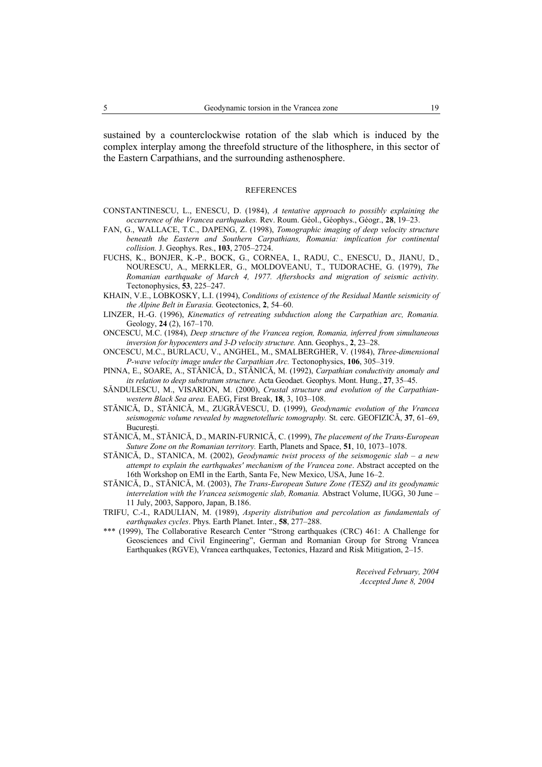sustained by a counterclockwise rotation of the slab which is induced by the complex interplay among the threefold structure of the lithosphere, in this sector of the Eastern Carpathians, and the surrounding asthenosphere.

## REFERENCES

CONSTANTINESCU, L., ENESCU, D. (1984), *A tentative approach to possibly explaining the occurrence of the Vrancea earthquakes.* Rev. Roum. Géol., Géophys., Géogr., **28**, 19–23.

FAN, G., WALLACE, T.C., DAPENG, Z. (1998), *Tomographic imaging of deep velocity structure beneath the Eastern and Southern Carpathians, Romania: implication for continental collision.* J. Geophys. Res., **103**, 2705–2724.

FUCHS, K., BONJER, K.-P., BOCK, G., CORNEA, I., RADU, C., ENESCU, D., JIANU, D., NOURESCU, A., MERKLER, G., MOLDOVEANU, T., TUDORACHE, G. (1979), *The Romanian earthquake of March 4, 1977. Aftershocks and migration of seismic activity.* Tectonophysics, **53**, 225–247.

KHAIN, V.E., LOBKOSKY, L.I. (1994), *Conditions of existence of the Residual Mantle seismicity of the Alpine Belt in Eurasia.* Geotectonics, **2**, 54–60.

LINZER, H.-G. (1996), *Kinematics of retreating subduction along the Carpathian arc, Romania.* Geology, **24** (2), 167–170.

ONCESCU, M.C. (1984), *Deep structure of the Vrancea region, Romania, inferred from simultaneous inversion for hypocenters and 3-D velocity structure.* Ann. Geophys., **2**, 23–28.

ONCESCU, M.C., BURLACU, V., ANGHEL, M., SMALBERGHER, V. (1984), *Three-dimensional P-wave velocity image under the Carpathian Arc.* Tectonophysics, **106**, 305–319.

PINNA, E., SOARE, A., STĂNICĂ, D., STĂNICĂ, M. (1992), *Carpathian conductivity anomaly and its relation to deep substratum structure.* Acta Geodaet. Geophys. Mont. Hung., **27**, 35–45.

SĂNDULESCU, M., VISARION, M. (2000), *Crustal structure and evolution of the Carpathian-western Black Sea area.* EAEG, First Break, **18**, 3, 103–108.

STĂNICĂ, D., STĂNICĂ, M., ZUGRĂVESCU, D. (1999), *Geodynamic evolution of the Vrancea seismogenic volume revealed by magnetotelluric tomography.* St. cerc. GEOFIZICĂ, **37**, 61–69, Bucureşti.

STĂNICĂ, M., STĂNICĂ, D., MARIN-FURNICĂ, C. (1999), *The placement of the Trans-European Suture Zone on the Romanian territory.* Earth, Planets and Space, **51**, 10, 1073–1078.

STĂNICĂ, D., STANICA, M. (2002), *Geodynamic twist process of the seismogenic slab – a new attempt to explain the earthquakes' mechanism of the Vrancea zone*. Abstract accepted on the 16th Workshop on EMI in the Earth, Santa Fe, New Mexico, USA, June 16–2.

STĂNICĂ, D., STĂNICĂ, M. (2003), *The Trans-European Suture Zone (TESZ) and its geodynamic interrelation with the Vrancea seismogenic slab, Romania.* Abstract Volume, IUGG, 30 June – 11 July, 2003, Sapporo, Japan, B.186.

TRIFU, C.-I., RADULIAN, M. (1989), *Asperity distribution and percolation as fundamentals of earthquakes cycles*. Phys. Earth Planet. Inter., **58**, 277–288.

*** (1999), The Collaborative Research Center "Strong earthquakes (CRC) 461: A Challenge for Geosciences and Civil Engineering", German and Romanian Group for Strong Vrancea Earthquakes (RGVE), Vrancea earthquakes, Tectonics, Hazard and Risk Mitigation, 2–15.

*Received February, 2004*
*Accepted June 8, 2004*